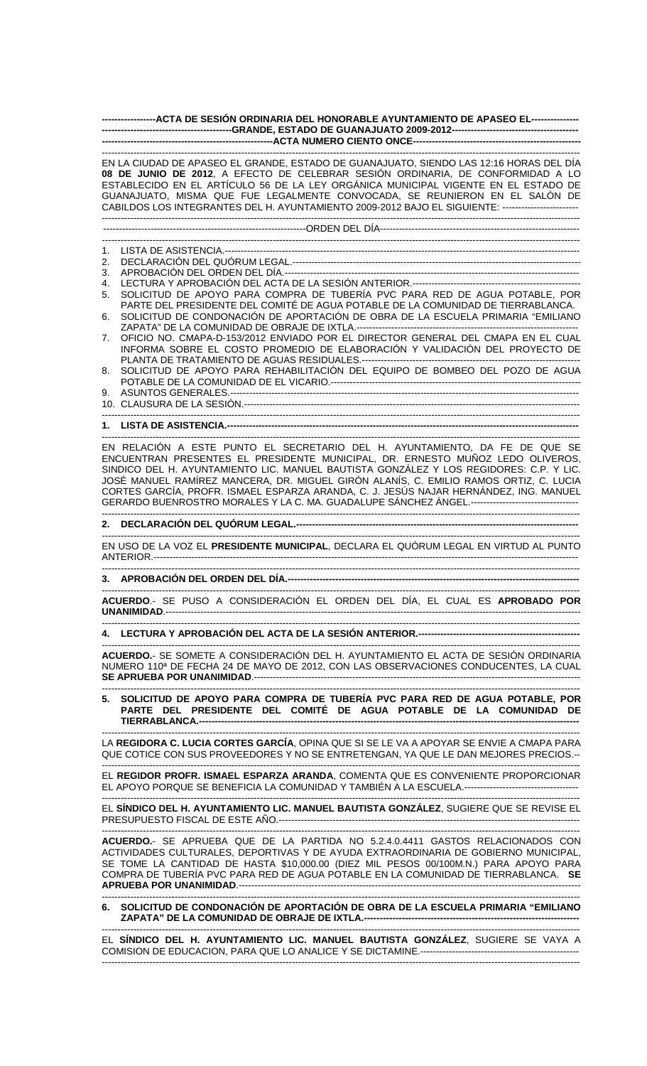**ACTA DE SESIÓN ORDINARIA DEL HONORABLE AYUNTAMIENTO DE APASEO EL GRANDE, ESTADO DE GUANAJUATO 2009-2012**

**ACTA NUMERO CIENTO ONCE**

EN LA CIUDAD DE APASEO EL GRANDE, ESTADO DE GUANAJUATO, SIENDO LAS 12:16 HORAS DEL DÍA **08 DE JUNIO DE 2012**, A EFECTO DE CELEBRAR SESIÓN ORDINARIA, DE CONFORMIDAD A LO ESTABLECIDO EN EL ARTÍCULO 56 DE LA LEY ORGÁNICA MUNICIPAL VIGENTE EN EL ESTADO DE GUANAJUATO, MISMA QUE FUE LEGALMENTE CONVOCADA, SE REUNIERON EN EL SALÓN DE CABILDOS LOS INTEGRANTES DEL H. AYUNTAMIENTO 2009-2012 BAJO EL SIGUIENTE:

ORDEN DEL DÍA

1. LISTA DE ASISTENCIA.
2. DECLARACIÓN DEL QUÓRUM LEGAL.
3. APROBACIÓN DEL ORDEN DEL DÍA.
4. LECTURA Y APROBACIÓN DEL ACTA DE LA SESIÓN ANTERIOR.
5. SOLICITUD DE APOYO PARA COMPRA DE TUBERÍA PVC PARA RED DE AGUA POTABLE, POR PARTE DEL PRESIDENTE DEL COMITÉ DE AGUA POTABLE DE LA COMUNIDAD DE TIERRABLANCA.
6. SOLICITUD DE CONDONACIÓN DE APORTACIÓN DE OBRA DE LA ESCUELA PRIMARIA "EMILIANO ZAPATA" DE LA COMUNIDAD DE OBRAJE DE IXTLA.
7. OFICIO NO. CMAPA-D-153/2012 ENVIADO POR EL DIRECTOR GENERAL DEL CMAPA EN EL CUAL INFORMA SOBRE EL COSTO PROMEDIO DE ELABORACIÓN Y VALIDACIÓN DEL PROYECTO DE PLANTA DE TRATAMIENTO DE AGUAS RESIDUALES.
8. SOLICITUD DE APOYO PARA REHABILITACIÓN DEL EQUIPO DE BOMBEO DEL POZO DE AGUA POTABLE DE LA COMUNIDAD DE EL VICARIO.
9. ASUNTOS GENERALES.
10. CLAUSURA DE LA SESIÓN.

**1. LISTA DE ASISTENCIA.**

EN RELACIÓN A ESTE PUNTO EL SECRETARIO DEL H. AYUNTAMIENTO, DA FE DE QUE SE ENCUENTRAN PRESENTES EL PRESIDENTE MUNICIPAL, DR. ERNESTO MUÑOZ LEDO OLIVEROS, SINDICO DEL H. AYUNTAMIENTO LIC. MANUEL BAUTISTA GONZÁLEZ Y LOS REGIDORES: C.P. Y LIC. JOSÉ MANUEL RAMÍREZ MANCERA, DR. MIGUEL GIRÓN ALANÍS, C. EMILIO RAMOS ORTIZ, C. LUCIA CORTES GARCÍA, PROFR. ISMAEL ESPARZA ARANDA, C. J. JESÚS NAJAR HERNÁNDEZ, ING. MANUEL GERARDO BUENROSTRO MORALES Y LA C. MA. GUADALUPE SÁNCHEZ ÁNGEL.

**2. DECLARACIÓN DEL QUÓRUM LEGAL.**

EN USO DE LA VOZ EL **PRESIDENTE MUNICIPAL**, DECLARA EL QUÓRUM LEGAL EN VIRTUD AL PUNTO ANTERIOR.

**3. APROBACIÓN DEL ORDEN DEL DÍA.**

**ACUERDO**.- SE PUSO A CONSIDERACIÓN EL ORDEN DEL DÍA, EL CUAL ES **APROBADO POR UNANIMIDAD**.

**4. LECTURA Y APROBACIÓN DEL ACTA DE LA SESIÓN ANTERIOR.**

**ACUERDO.**- SE SOMETE A CONSIDERACIÓN DEL H. AYUNTAMIENTO EL ACTA DE SESIÓN ORDINARIA NUMERO 110ª DE FECHA 24 DE MAYO DE 2012, CON LAS OBSERVACIONES CONDUCENTES, LA CUAL **SE APRUEBA POR UNANIMIDAD**.

**5. SOLICITUD DE APOYO PARA COMPRA DE TUBERÍA PVC PARA RED DE AGUA POTABLE, POR PARTE DEL PRESIDENTE DEL COMITÉ DE AGUA POTABLE DE LA COMUNIDAD DE TIERRABLANCA.**

LA **REGIDORA C. LUCIA CORTES GARCÍA**, OPINA QUE SI SE LE VA A APOYAR SE ENVIE A CMAPA PARA QUE COTICE CON SUS PROVEEDORES Y NO SE ENTRETENGAN, YA QUE LE DAN MEJORES PRECIOS.

EL **REGIDOR PROFR. ISMAEL ESPARZA ARANDA**, COMENTA QUE ES CONVENIENTE PROPORCIONAR EL APOYO PORQUE SE BENEFICIA LA COMUNIDAD Y TAMBIÉN A LA ESCUELA.

EL **SÍNDICO DEL H. AYUNTAMIENTO LIC. MANUEL BAUTISTA GONZÁLEZ**, SUGIERE QUE SE REVISE EL PRESUPUESTO FISCAL DE ESTE AÑO.

**ACUERDO.**- SE APRUEBA QUE DE LA PARTIDA NO 5.2.4.0.4411 GASTOS RELACIONADOS CON ACTIVIDADES CULTURALES, DEPORTIVAS Y DE AYUDA EXTRAORDINARIA DE GOBIERNO MUNICIPAL, SE TOME LA CANTIDAD DE HASTA $10,000.00 (DIEZ MIL PESOS 00/100M.N.) PARA APOYO PARA COMPRA DE TUBERÍA PVC PARA RED DE AGUA POTABLE EN LA COMUNIDAD DE TIERRABLANCA. **SE APRUEBA POR UNANIMIDAD**.

**6. SOLICITUD DE CONDONACIÓN DE APORTACIÓN DE OBRA DE LA ESCUELA PRIMARIA "EMILIANO ZAPATA" DE LA COMUNIDAD DE OBRAJE DE IXTLA.**

EL **SÍNDICO DEL H. AYUNTAMIENTO LIC. MANUEL BAUTISTA GONZÁLEZ**, SUGIERE SE VAYA A COMISION DE EDUCACION, PARA QUE LO ANALICE Y SE DICTAMINE.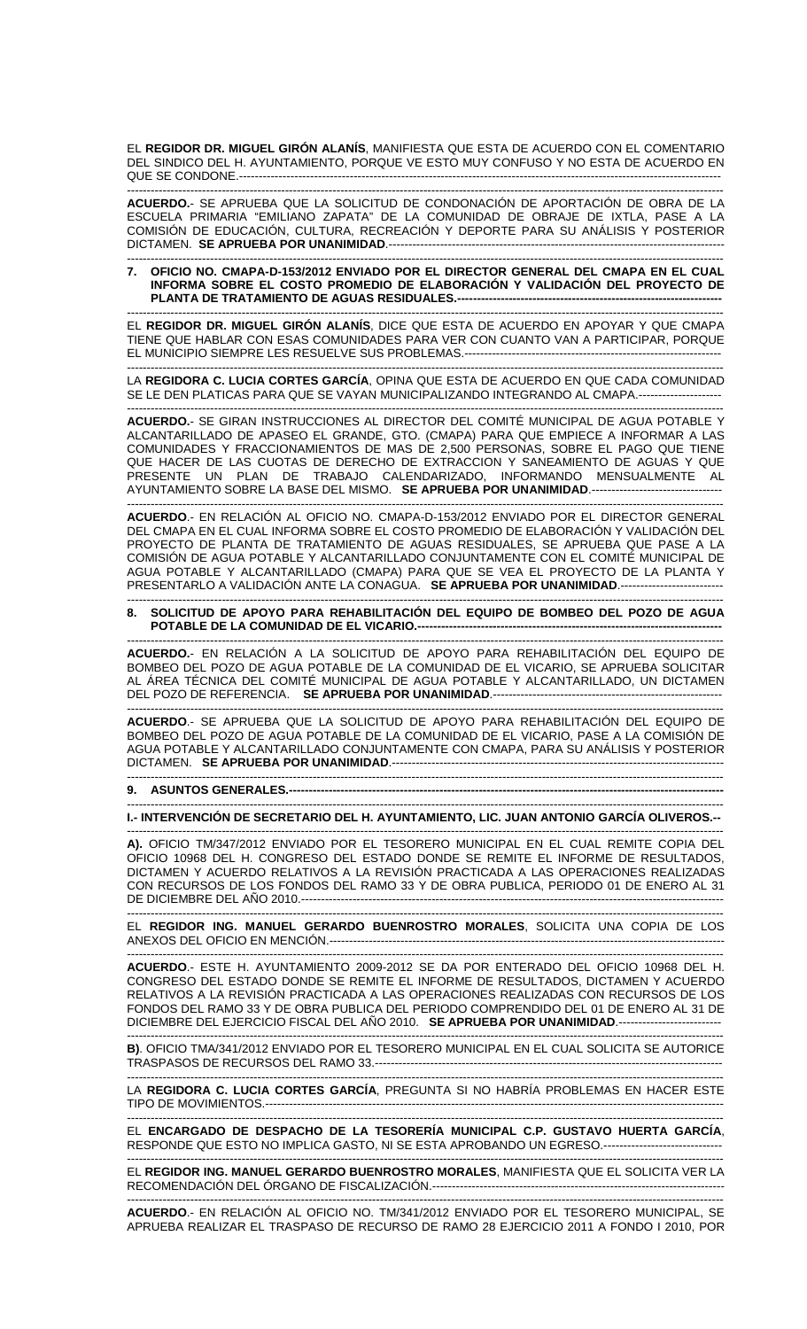EL **REGIDOR DR. MIGUEL GIRÓN ALANÍS**, MANIFIESTA QUE ESTA DE ACUERDO CON EL COMENTARIO DEL SINDICO DEL H. AYUNTAMIENTO, PORQUE VE ESTO MUY CONFUSO Y NO ESTA DE ACUERDO EN QUE SE CONDONE.------------------------------------------------------------------------------------------------------------

**ACUERDO**.- SE APRUEBA QUE LA SOLICITUD DE CONDONACIÓN DE APORTACIÓN DE OBRA DE LA ESCUELA PRIMARIA "EMILIANO ZAPATA" DE LA COMUNIDAD DE OBRAJE DE IXTLA, PASE A LA COMISIÓN DE EDUCACIÓN, CULTURA, RECREACIÓN Y DEPORTE PARA SU ANÁLISIS Y POSTERIOR DICTAMEN. **SE APRUEBA POR UNANIMIDAD**.------------------------------------------------------------------------------------

**7. OFICIO NO. CMAPA-D-153/2012 ENVIADO POR EL DIRECTOR GENERAL DEL CMAPA EN EL CUAL INFORMA SOBRE EL COSTO PROMEDIO DE ELABORACIÓN Y VALIDACIÓN DEL PROYECTO DE PLANTA DE TRATAMIENTO DE AGUAS RESIDUALES.-------------------------------------------------------------------**

EL **REGIDOR DR. MIGUEL GIRÓN ALANÍS**, DICE QUE ESTA DE ACUERDO EN APOYAR Y QUE CMAPA TIENE QUE HABLAR CON ESAS COMUNIDADES PARA VER CON CUANTO VAN A PARTICIPAR, PORQUE EL MUNICIPIO SIEMPRE LES RESUELVE SUS PROBLEMAS.-----------------------------------------------------------------

LA **REGIDORA C. LUCIA CORTES GARCÍA**, OPINA QUE ESTA DE ACUERDO EN QUE CADA COMUNIDAD SE LE DEN PLATICAS PARA QUE SE VAYAN MUNICIPALIZANDO INTEGRANDO AL CMAPA.---------------------

**ACUERDO**.- SE GIRAN INSTRUCCIONES AL DIRECTOR DEL COMITÉ MUNICIPAL DE AGUA POTABLE Y ALCANTARILLADO DE APASEO EL GRANDE, GTO. (CMAPA) PARA QUE EMPIECE A INFORMAR A LAS COMUNIDADES Y FRACCIONAMIENTOS DE MAS DE 2,500 PERSONAS, SOBRE EL PAGO QUE TIENE QUE HACER DE LAS CUOTAS DE DERECHO DE EXTRACCION Y SANEAMIENTO DE AGUAS Y QUE PRESENTE UN PLAN DE TRABAJO CALENDARIZADO, INFORMANDO MENSUALMENTE AL AYUNTAMIENTO SOBRE LA BASE DEL MISMO. **SE APRUEBA POR UNANIMIDAD**.--------------------------------

**ACUERDO**.- EN RELACIÓN AL OFICIO NO. CMAPA-D-153/2012 ENVIADO POR EL DIRECTOR GENERAL DEL CMAPA EN EL CUAL INFORMA SOBRE EL COSTO PROMEDIO DE ELABORACIÓN Y VALIDACIÓN DEL PROYECTO DE PLANTA DE TRATAMIENTO DE AGUAS RESIDUALES, SE APRUEBA QUE PASE A LA COMISIÓN DE AGUA POTABLE Y ALCANTARILLADO CONJUNTAMENTE CON EL COMITÉ MUNICIPAL DE AGUA POTABLE Y ALCANTARILLADO (CMAPA) PARA QUE SE VEA EL PROYECTO DE LA PLANTA Y PRESENTARLO A VALIDACIÓN ANTE LA CONAGUA. **SE APRUEBA POR UNANIMIDAD**.-------------------------

**8. SOLICITUD DE APOYO PARA REHABILITACIÓN DEL EQUIPO DE BOMBEO DEL POZO DE AGUA POTABLE DE LA COMUNIDAD DE EL VICARIO.---------------------------------------------------------------------------**

**ACUERDO**.- EN RELACIÓN A LA SOLICITUD DE APOYO PARA REHABILITACIÓN DEL EQUIPO DE BOMBEO DEL POZO DE AGUA POTABLE DE LA COMUNIDAD DE EL VICARIO, SE APRUEBA SOLICITAR AL ÁREA TÉCNICA DEL COMITÉ MUNICIPAL DE AGUA POTABLE Y ALCANTARILLADO, UN DICTAMEN DEL POZO DE REFERENCIA. **SE APRUEBA POR UNANIMIDAD**.----------------------------------------------------------

**ACUERDO**.- SE APRUEBA QUE LA SOLICITUD DE APOYO PARA REHABILITACIÓN DEL EQUIPO DE BOMBEO DEL POZO DE AGUA POTABLE DE LA COMUNIDAD DE EL VICARIO, PASE A LA COMISIÓN DE AGUA POTABLE Y ALCANTARILLADO CONJUNTAMENTE CON CMAPA, PARA SU ANÁLISIS Y POSTERIOR DICTAMEN. **SE APRUEBA POR UNANIMIDAD**.------------------------------------------------------------------------------------

**9. ASUNTOS GENERALES.-------------------------------------------------------------------------------------------------------**

**I.- INTERVENCIÓN DE SECRETARIO DEL H. AYUNTAMIENTO, LIC. JUAN ANTONIO GARCÍA OLIVEROS.--**

**A).** OFICIO TM/347/2012 ENVIADO POR EL TESORERO MUNICIPAL EN EL CUAL REMITE COPIA DEL OFICIO 10968 DEL H. CONGRESO DEL ESTADO DONDE SE REMITE EL INFORME DE RESULTADOS, DICTAMEN Y ACUERDO RELATIVOS A LA REVISIÓN PRACTICADA A LAS OPERACIONES REALIZADAS CON RECURSOS DE LOS FONDOS DEL RAMO 33 Y DE OBRA PUBLICA, PERIODO 01 DE ENERO AL 31 DE DICIEMBRE DEL AÑO 2010.------------------------------------------------------------------------------------------------------

EL **REGIDOR ING. MANUEL GERARDO BUENROSTRO MORALES**, SOLICITA UNA COPIA DE LOS ANEXOS DEL OFICIO EN MENCIÓN.--------------------------------------------------------------------------------------------------

**ACUERDO**.- ESTE H. AYUNTAMIENTO 2009-2012 SE DA POR ENTERADO DEL OFICIO 10968 DEL H. CONGRESO DEL ESTADO DONDE SE REMITE EL INFORME DE RESULTADOS, DICTAMEN Y ACUERDO RELATIVOS A LA REVISIÓN PRACTICADA A LAS OPERACIONES REALIZADAS CON RECURSOS DE LOS FONDOS DEL RAMO 33 Y DE OBRA PUBLICA DEL PERIODO COMPRENDIDO DEL 01 DE ENERO AL 31 DE DICIEMBRE DEL EJERCICIO FISCAL DEL AÑO 2010. **SE APRUEBA POR UNANIMIDAD**.--------------------------

**B)**. OFICIO TMA/341/2012 ENVIADO POR EL TESORERO MUNICIPAL EN EL CUAL SOLICITA SE AUTORICE TRASPASOS DE RECURSOS DEL RAMO 33.-----------------------------------------------------------------------------------

LA **REGIDORA C. LUCIA CORTES GARCÍA**, PREGUNTA SI NO HABRÍA PROBLEMAS EN HACER ESTE TIPO DE MOVIMIENTOS.------------------------------------------------------------------------------------------------------------

EL **ENCARGADO DE DESPACHO DE LA TESORERÍA MUNICIPAL C.P. GUSTAVO HUERTA GARCÍA**, RESPONDE QUE ESTO NO IMPLICA GASTO, NI SE ESTA APROBANDO UN EGRESO.-------------------------------

EL **REGIDOR ING. MANUEL GERARDO BUENROSTRO MORALES**, MANIFIESTA QUE EL SOLICITA VER LA RECOMENDACIÓN DEL ÓRGANO DE FISCALIZACIÓN.---------------------------------------------------------------------

**ACUERDO**.- EN RELACIÓN AL OFICIO NO. TM/341/2012 ENVIADO POR EL TESORERO MUNICIPAL, SE APRUEBA REALIZAR EL TRASPASO DE RECURSO DE RAMO 28 EJERCICIO 2011 A FONDO I 2010, POR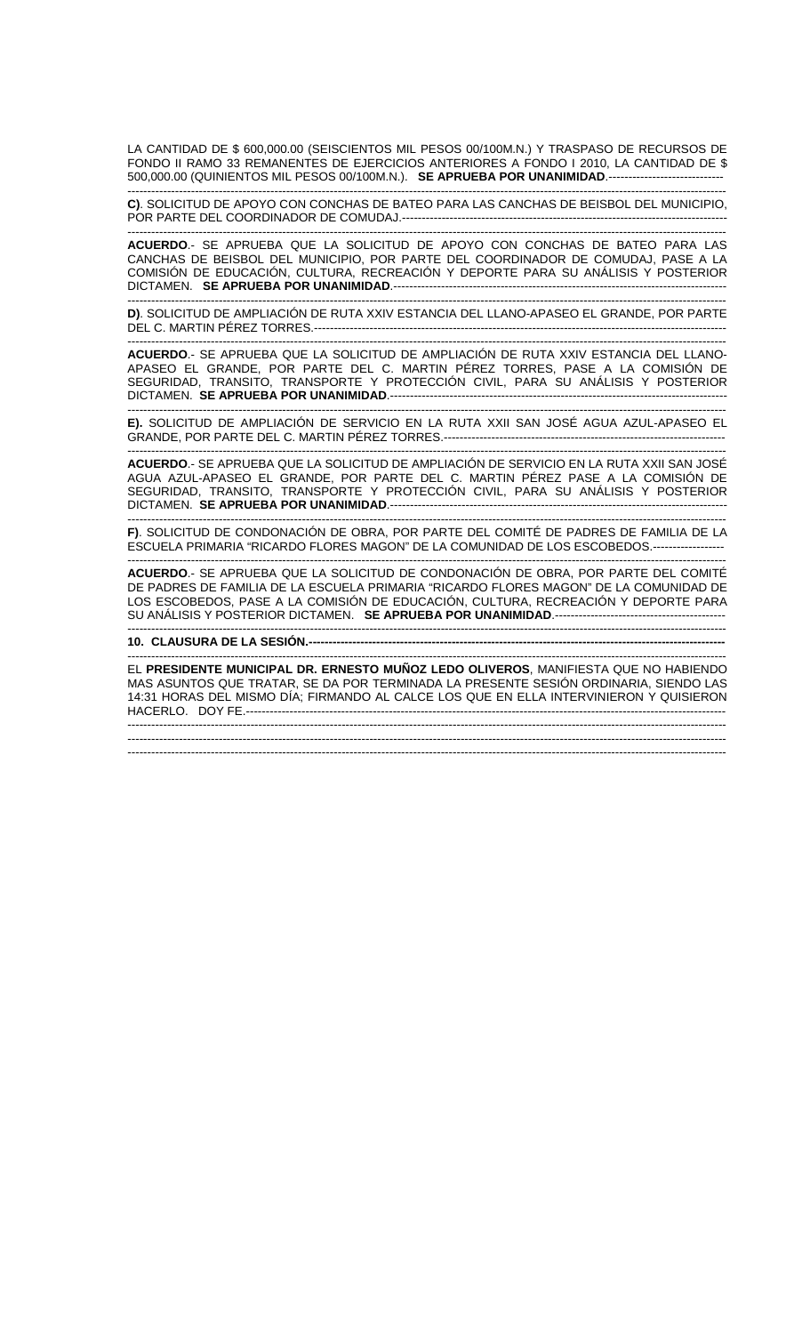LA CANTIDAD DE $ 600,000.00 (SEISCIENTOS MIL PESOS 00/100M.N.) Y TRASPASO DE RECURSOS DE FONDO II RAMO 33 REMANENTES DE EJERCICIOS ANTERIORES A FONDO I 2010, LA CANTIDAD DE $ 500,000.00 (QUINIENTOS MIL PESOS 00/100M.N.). **SE APRUEBA POR UNANIMIDAD**.-----------------------------

---

**C)**. SOLICITUD DE APOYO CON CONCHAS DE BATEO PARA LAS CANCHAS DE BEISBOL DEL MUNICIPIO, POR PARTE DEL COORDINADOR DE COMUDAJ.---------------------------------------------------------------------------

---

**ACUERDO**.- SE APRUEBA QUE LA SOLICITUD DE APOYO CON CONCHAS DE BATEO PARA LAS CANCHAS DE BEISBOL DEL MUNICIPIO, POR PARTE DEL COORDINADOR DE COMUDAJ, PASE A LA COMISIÓN DE EDUCACIÓN, CULTURA, RECREACIÓN Y DEPORTE PARA SU ANÁLISIS Y POSTERIOR DICTAMEN. **SE APRUEBA POR UNANIMIDAD**.----------------------------------------------------------------------------------

---

**D)**. SOLICITUD DE AMPLIACIÓN DE RUTA XXIV ESTANCIA DEL LLANO-APASEO EL GRANDE, POR PARTE DEL C. MARTIN PÉREZ TORRES.------------------------------------------------------------------------------------------------------------

---

**ACUERDO**.- SE APRUEBA QUE LA SOLICITUD DE AMPLIACIÓN DE RUTA XXIV ESTANCIA DEL LLANO-APASEO EL GRANDE, POR PARTE DEL C. MARTIN PÉREZ TORRES, PASE A LA COMISIÓN DE SEGURIDAD, TRANSITO, TRANSPORTE Y PROTECCIÓN CIVIL, PARA SU ANÁLISIS Y POSTERIOR DICTAMEN. **SE APRUEBA POR UNANIMIDAD**.--------------------------------------------------------------------------------

---

**E).** SOLICITUD DE AMPLIACIÓN DE SERVICIO EN LA RUTA XXII SAN JOSÉ AGUA AZUL-APASEO EL GRANDE, POR PARTE DEL C. MARTIN PÉREZ TORRES.---------------------------------------------------------------------

---

**ACUERDO**.- SE APRUEBA QUE LA SOLICITUD DE AMPLIACIÓN DE SERVICIO EN LA RUTA XXII SAN JOSÉ AGUA AZUL-APASEO EL GRANDE, POR PARTE DEL C. MARTIN PÉREZ PASE A LA COMISIÓN DE SEGURIDAD, TRANSITO, TRANSPORTE Y PROTECCIÓN CIVIL, PARA SU ANÁLISIS Y POSTERIOR DICTAMEN. **SE APRUEBA POR UNANIMIDAD**.--------------------------------------------------------------------------------

---

**F)**. SOLICITUD DE CONDONACIÓN DE OBRA, POR PARTE DEL COMITÉ DE PADRES DE FAMILIA DE LA ESCUELA PRIMARIA "RICARDO FLORES MAGON" DE LA COMUNIDAD DE LOS ESCOBEDOS.------------------

---

**ACUERDO**.- SE APRUEBA QUE LA SOLICITUD DE CONDONACIÓN DE OBRA, POR PARTE DEL COMITÉ DE PADRES DE FAMILIA DE LA ESCUELA PRIMARIA "RICARDO FLORES MAGON" DE LA COMUNIDAD DE LOS ESCOBEDOS, PASE A LA COMISIÓN DE EDUCACIÓN, CULTURA, RECREACIÓN Y DEPORTE PARA SU ANÁLISIS Y POSTERIOR DICTAMEN. **SE APRUEBA POR UNANIMIDAD**.-----------------------------------------

---

**10. CLAUSURA DE LA SESIÓN.-----------------------------------------------------------------------------------------------------**

---

EL **PRESIDENTE MUNICIPAL DR. ERNESTO MUÑOZ LEDO OLIVEROS**, MANIFIESTA QUE NO HABIENDO MAS ASUNTOS QUE TRATAR, SE DA POR TERMINADA LA PRESENTE SESIÓN ORDINARIA, SIENDO LAS 14:31 HORAS DEL MISMO DÍA; FIRMANDO AL CALCE LOS QUE EN ELLA INTERVINIERON Y QUISIERON HACERLO. DOY FE.---------------------------------------------------------------------------------------------------------------

---